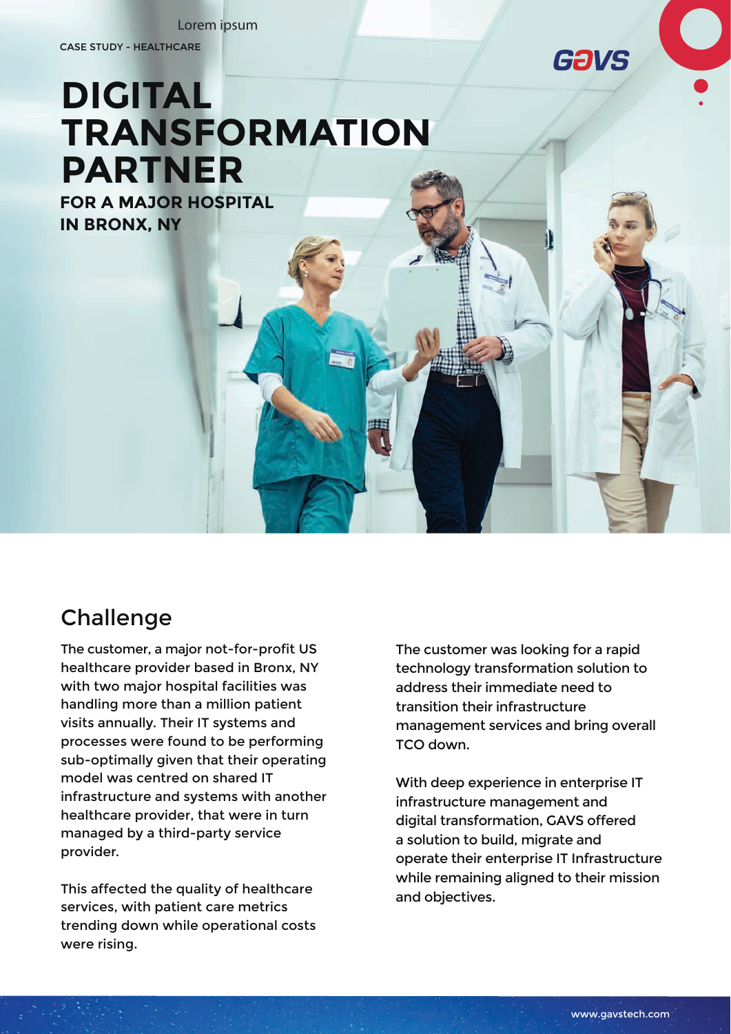Lorem ipsum

CASE STUDY - HEALTHCARE

GAVS

# DIGITAL TRANSFORMATION PARTNER

**FOR A MAJOR HOSPITAL IN BRONX, NY**

## Challenge

The customer, a major not-for-profit US healthcare provider based in Bronx, NY with two major hospital facilities was handling more than a million patient visits annually. Their IT systems and processes were found to be performing sub-optimally given that their operating model was centred on shared IT infrastructure and systems with another healthcare provider, that were in turn managed by a third-party service provider.

This affected the quality of healthcare services, with patient care metrics trending down while operational costs were rising.

The customer was looking for a rapid technology transformation solution to address their immediate need to transition their infrastructure management services and bring overall TCO down.

With deep experience in enterprise IT infrastructure management and digital transformation, GAVS offered a solution to build, migrate and operate their enterprise IT Infrastructure while remaining aligned to their mission and objectives.

www.gavstech.com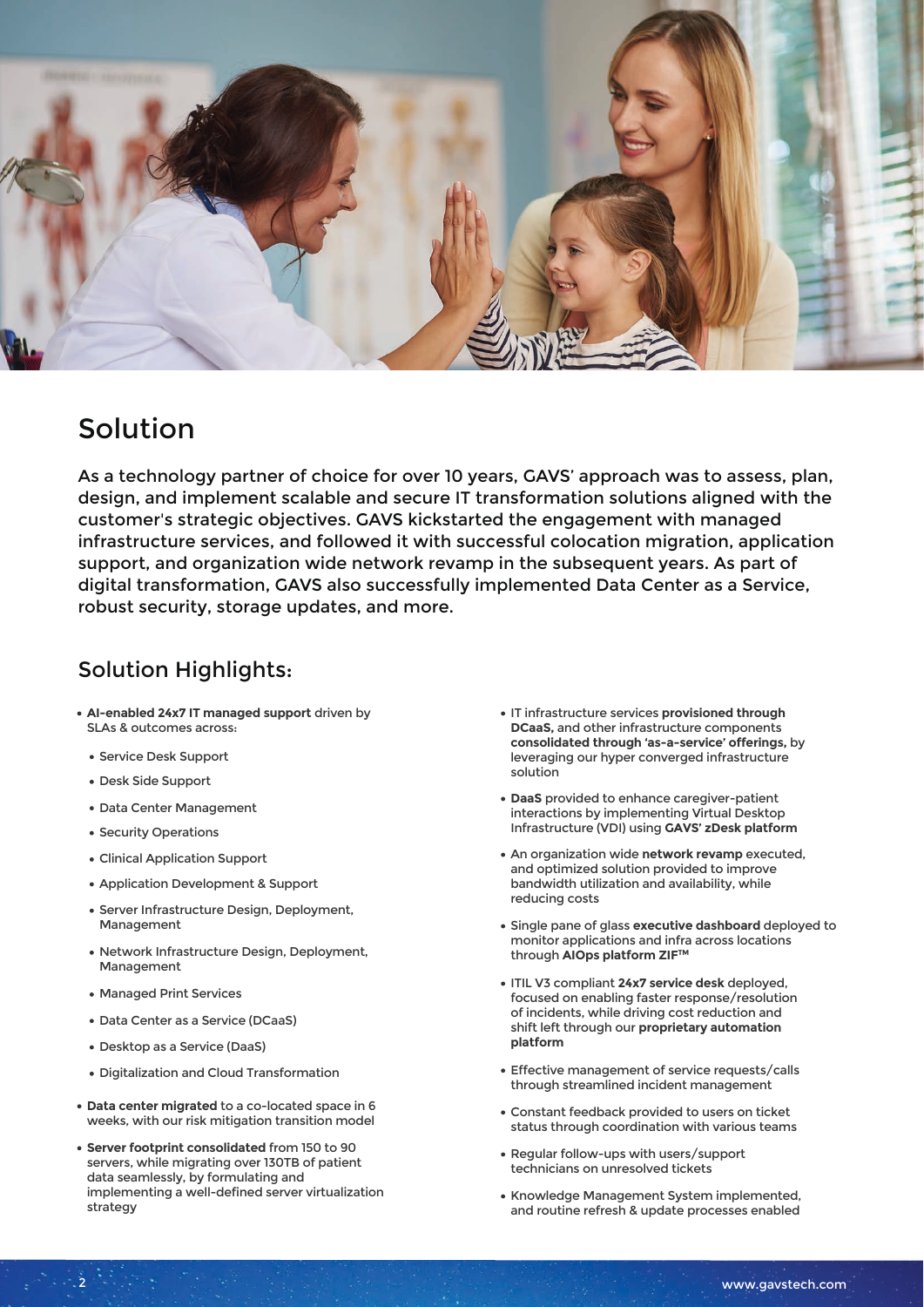## Solution

As a technology partner of choice for over 10 years, GAVS' approach was to assess, plan, design, and implement scalable and secure IT transformation solutions aligned with the customer's strategic objectives. GAVS kickstarted the engagement with managed infrastructure services, and followed it with successful colocation migration, application support, and organization wide network revamp in the subsequent years. As part of digital transformation, GAVS also successfully implemented Data Center as a Service, robust security, storage updates, and more.

## Solution Highlights:

- **AI-enabled 24x7 IT managed support** driven by SLAs & outcomes across:
  - Service Desk Support
  - Desk Side Support
  - Data Center Management
  - Security Operations
  - Clinical Application Support
  - Application Development & Support
  - Server Infrastructure Design, Deployment, Management
  - Network Infrastructure Design, Deployment, Management
  - Managed Print Services
  - Data Center as a Service (DCaaS)
  - Desktop as a Service (DaaS)
  - Digitalization and Cloud Transformation
- **Data center migrated** to a co-located space in 6 weeks, with our risk mitigation transition model
- **Server footprint consolidated** from 150 to 90 servers, while migrating over 130TB of patient data seamlessly, by formulating and implementing a well-defined server virtualization strategy
- IT infrastructure services **provisioned through DCaaS,** and other infrastructure components **consolidated through 'as-a-service' offerings,** by leveraging our hyper converged infrastructure solution
- **DaaS** provided to enhance caregiver-patient interactions by implementing Virtual Desktop Infrastructure (VDI) using **GAVS' zDesk platform**
- An organization wide **network revamp** executed, and optimized solution provided to improve bandwidth utilization and availability, while reducing costs
- Single pane of glass **executive dashboard** deployed to monitor applications and infra across locations through **AIOps platform ZIF™**
- ITIL V3 compliant **24x7 service desk** deployed, focused on enabling faster response/resolution of incidents, while driving cost reduction and shift left through our **proprietary automation platform**
- Effective management of service requests/calls through streamlined incident management
- Constant feedback provided to users on ticket status through coordination with various teams
- Regular follow-ups with users/support technicians on unresolved tickets
- Knowledge Management System implemented, and routine refresh & update processes enabled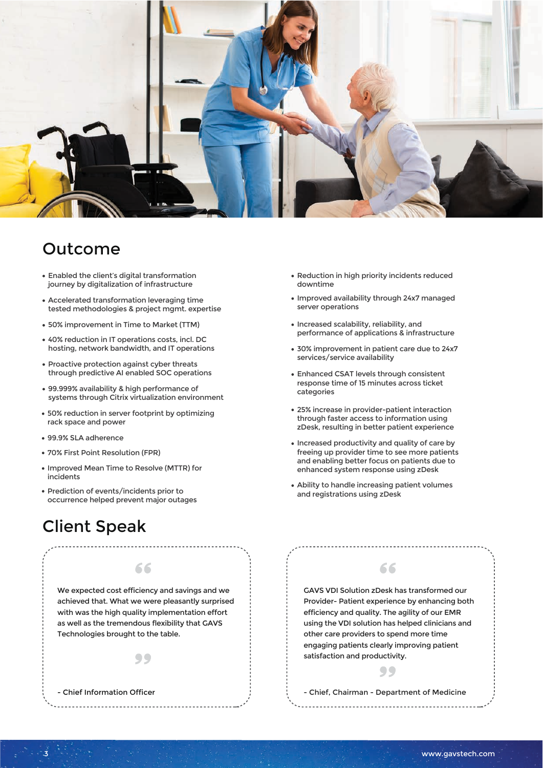## Outcome

- Enabled the client's digital transformation journey by digitalization of infrastructure
- Accelerated transformation leveraging time tested methodologies & project mgmt. expertise
- 50% improvement in Time to Market (TTM)
- 40% reduction in IT operations costs, incl. DC hosting, network bandwidth, and IT operations
- Proactive protection against cyber threats through predictive AI enabled SOC operations
- 99.999% availability & high performance of systems through Citrix virtualization environment
- 50% reduction in server footprint by optimizing rack space and power
- 99.9% SLA adherence
- 70% First Point Resolution (FPR)
- Improved Mean Time to Resolve (MTTR) for incidents
- Prediction of events/incidents prior to occurrence helped prevent major outages
- Reduction in high priority incidents reduced downtime
- Improved availability through 24x7 managed server operations
- Increased scalability, reliability, and performance of applications & infrastructure
- 30% improvement in patient care due to 24x7 services/service availability
- Enhanced CSAT levels through consistent response time of 15 minutes across ticket categories
- 25% increase in provider-patient interaction through faster access to information using zDesk, resulting in better patient experience
- Increased productivity and quality of care by freeing up provider time to see more patients and enabling better focus on patients due to enhanced system response using zDesk
- Ability to handle increasing patient volumes and registrations using zDesk

## Client Speak

> We expected cost efficiency and savings and we achieved that. What we were pleasantly surprised with was the high quality implementation effort as well as the tremendous flexibility that GAVS Technologies brought to the table.
>
> \- Chief Information Officer

> GAVS VDI Solution zDesk has transformed our Provider- Patient experience by enhancing both efficiency and quality. The agility of our EMR using the VDI solution has helped clinicians and other care providers to spend more time engaging patients clearly improving patient satisfaction and productivity.
>
> \- Chief, Chairman - Department of Medicine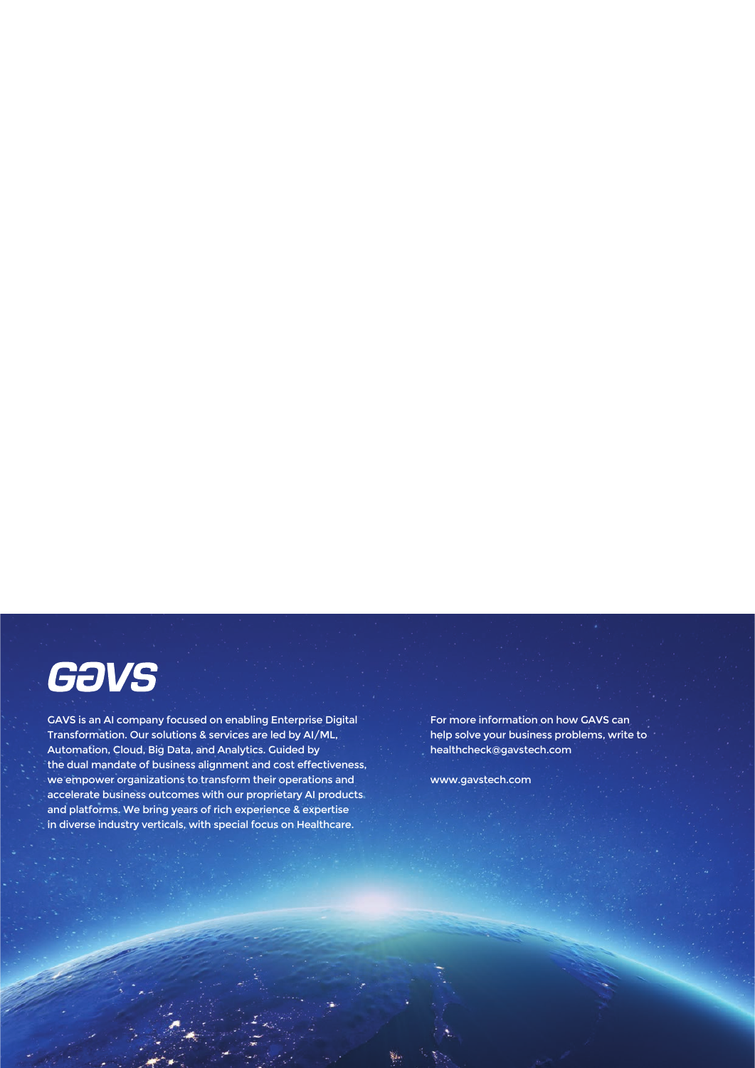GAVS

GAVS is an AI company focused on enabling Enterprise Digital Transformation. Our solutions & services are led by AI/ML, Automation, Cloud, Big Data, and Analytics. Guided by the dual mandate of business alignment and cost effectiveness, we empower organizations to transform their operations and accelerate business outcomes with our proprietary AI products and platforms. We bring years of rich experience & expertise in diverse industry verticals, with special focus on Healthcare.

For more information on how GAVS can help solve your business problems, write to healthcheck@gavstech.com

www.gavstech.com